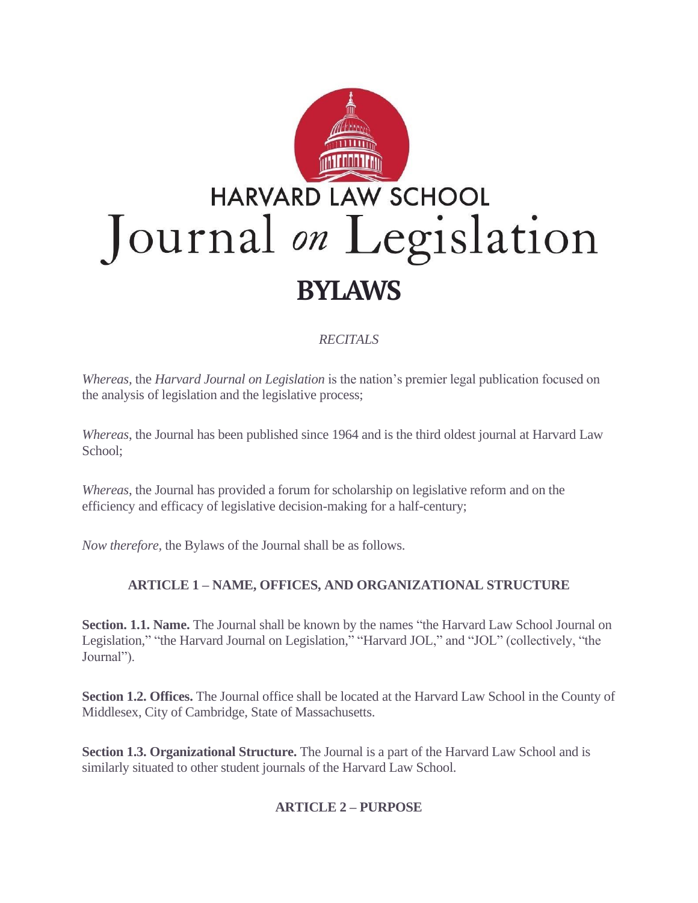HARVARD LAW SCHOOL

Journal *on* Legislation

# BYLAWS

*RECITALS*

*Whereas*, the *Harvard Journal on Legislation* is the nation's premier legal publication focused on the analysis of legislation and the legislative process;

*Whereas*, the Journal has been published since 1964 and is the third oldest journal at Harvard Law School;

*Whereas*, the Journal has provided a forum for scholarship on legislative reform and on the efficiency and efficacy of legislative decision-making for a half-century;

*Now therefore*, the Bylaws of the Journal shall be as follows.

## ARTICLE 1 – NAME, OFFICES, AND ORGANIZATIONAL STRUCTURE

**Section. 1.1. Name.** The Journal shall be known by the names "the Harvard Law School Journal on Legislation," "the Harvard Journal on Legislation," "Harvard JOL," and "JOL" (collectively, "the Journal").

**Section 1.2. Offices.** The Journal office shall be located at the Harvard Law School in the County of Middlesex, City of Cambridge, State of Massachusetts.

**Section 1.3. Organizational Structure.** The Journal is a part of the Harvard Law School and is similarly situated to other student journals of the Harvard Law School.

## ARTICLE 2 – PURPOSE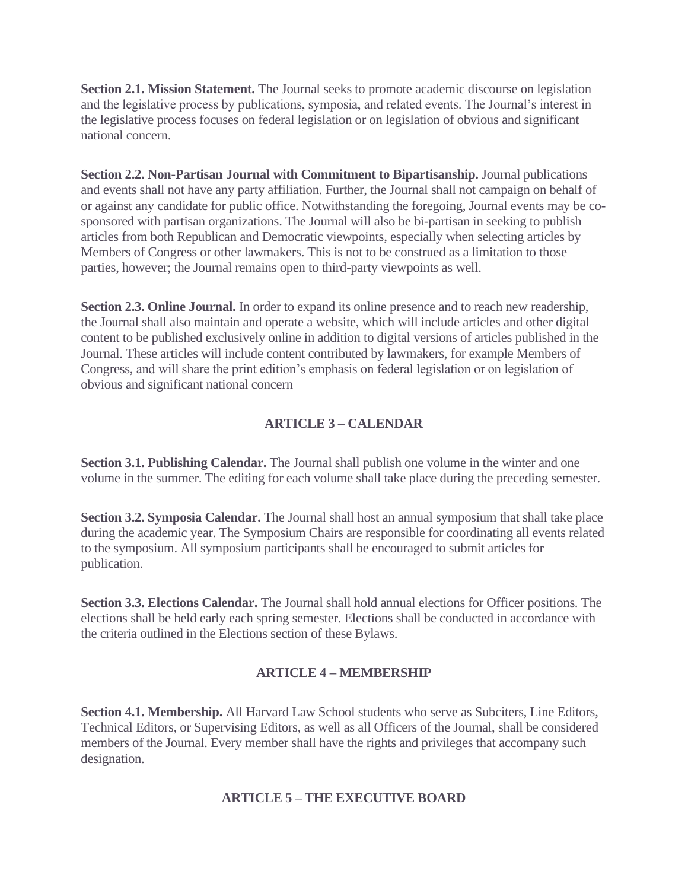**Section 2.1. Mission Statement.** The Journal seeks to promote academic discourse on legislation and the legislative process by publications, symposia, and related events. The Journal's interest in the legislative process focuses on federal legislation or on legislation of obvious and significant national concern.

**Section 2.2. Non-Partisan Journal with Commitment to Bipartisanship.** Journal publications and events shall not have any party affiliation. Further, the Journal shall not campaign on behalf of or against any candidate for public office. Notwithstanding the foregoing, Journal events may be co-sponsored with partisan organizations. The Journal will also be bi-partisan in seeking to publish articles from both Republican and Democratic viewpoints, especially when selecting articles by Members of Congress or other lawmakers. This is not to be construed as a limitation to those parties, however; the Journal remains open to third-party viewpoints as well.

**Section 2.3. Online Journal.** In order to expand its online presence and to reach new readership, the Journal shall also maintain and operate a website, which will include articles and other digital content to be published exclusively online in addition to digital versions of articles published in the Journal. These articles will include content contributed by lawmakers, for example Members of Congress, and will share the print edition's emphasis on federal legislation or on legislation of obvious and significant national concern

## ARTICLE 3 – CALENDAR

**Section 3.1. Publishing Calendar.** The Journal shall publish one volume in the winter and one volume in the summer. The editing for each volume shall take place during the preceding semester.

**Section 3.2. Symposia Calendar.** The Journal shall host an annual symposium that shall take place during the academic year. The Symposium Chairs are responsible for coordinating all events related to the symposium. All symposium participants shall be encouraged to submit articles for publication.

**Section 3.3. Elections Calendar.** The Journal shall hold annual elections for Officer positions. The elections shall be held early each spring semester. Elections shall be conducted in accordance with the criteria outlined in the Elections section of these Bylaws.

## ARTICLE 4 – MEMBERSHIP

**Section 4.1. Membership.** All Harvard Law School students who serve as Subciters, Line Editors, Technical Editors, or Supervising Editors, as well as all Officers of the Journal, shall be considered members of the Journal. Every member shall have the rights and privileges that accompany such designation.

## ARTICLE 5 – THE EXECUTIVE BOARD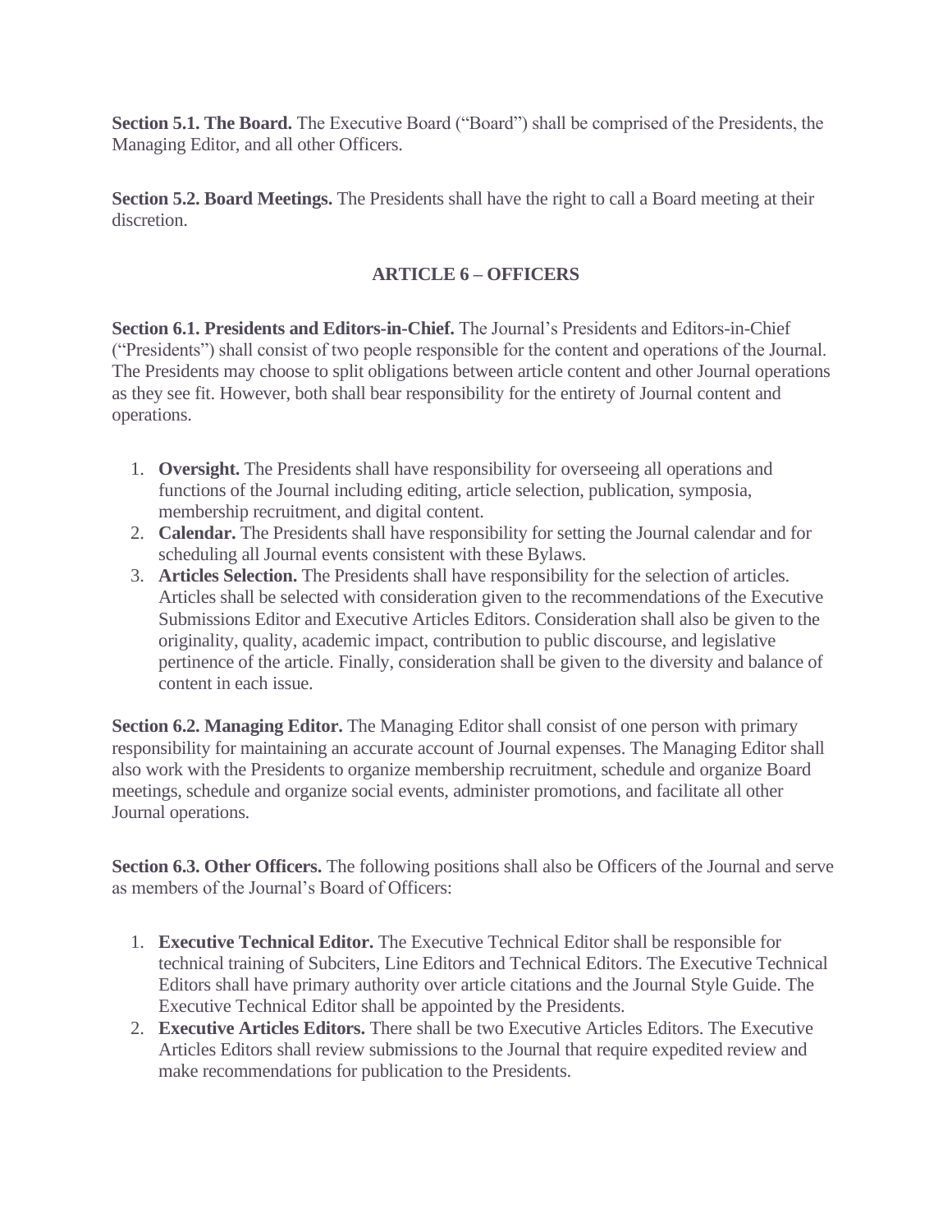**Section 5.1. The Board.** The Executive Board ("Board") shall be comprised of the Presidents, the Managing Editor, and all other Officers.

**Section 5.2. Board Meetings.** The Presidents shall have the right to call a Board meeting at their discretion.

## ARTICLE 6 – OFFICERS

**Section 6.1. Presidents and Editors-in-Chief.** The Journal's Presidents and Editors-in-Chief ("Presidents") shall consist of two people responsible for the content and operations of the Journal. The Presidents may choose to split obligations between article content and other Journal operations as they see fit. However, both shall bear responsibility for the entirety of Journal content and operations.

1. **Oversight.** The Presidents shall have responsibility for overseeing all operations and functions of the Journal including editing, article selection, publication, symposia, membership recruitment, and digital content.
2. **Calendar.** The Presidents shall have responsibility for setting the Journal calendar and for scheduling all Journal events consistent with these Bylaws.
3. **Articles Selection.** The Presidents shall have responsibility for the selection of articles. Articles shall be selected with consideration given to the recommendations of the Executive Submissions Editor and Executive Articles Editors. Consideration shall also be given to the originality, quality, academic impact, contribution to public discourse, and legislative pertinence of the article. Finally, consideration shall be given to the diversity and balance of content in each issue.

**Section 6.2. Managing Editor.** The Managing Editor shall consist of one person with primary responsibility for maintaining an accurate account of Journal expenses. The Managing Editor shall also work with the Presidents to organize membership recruitment, schedule and organize Board meetings, schedule and organize social events, administer promotions, and facilitate all other Journal operations.

**Section 6.3. Other Officers.** The following positions shall also be Officers of the Journal and serve as members of the Journal's Board of Officers:

1. **Executive Technical Editor.** The Executive Technical Editor shall be responsible for technical training of Subciters, Line Editors and Technical Editors. The Executive Technical Editors shall have primary authority over article citations and the Journal Style Guide. The Executive Technical Editor shall be appointed by the Presidents.
2. **Executive Articles Editors.** There shall be two Executive Articles Editors. The Executive Articles Editors shall review submissions to the Journal that require expedited review and make recommendations for publication to the Presidents.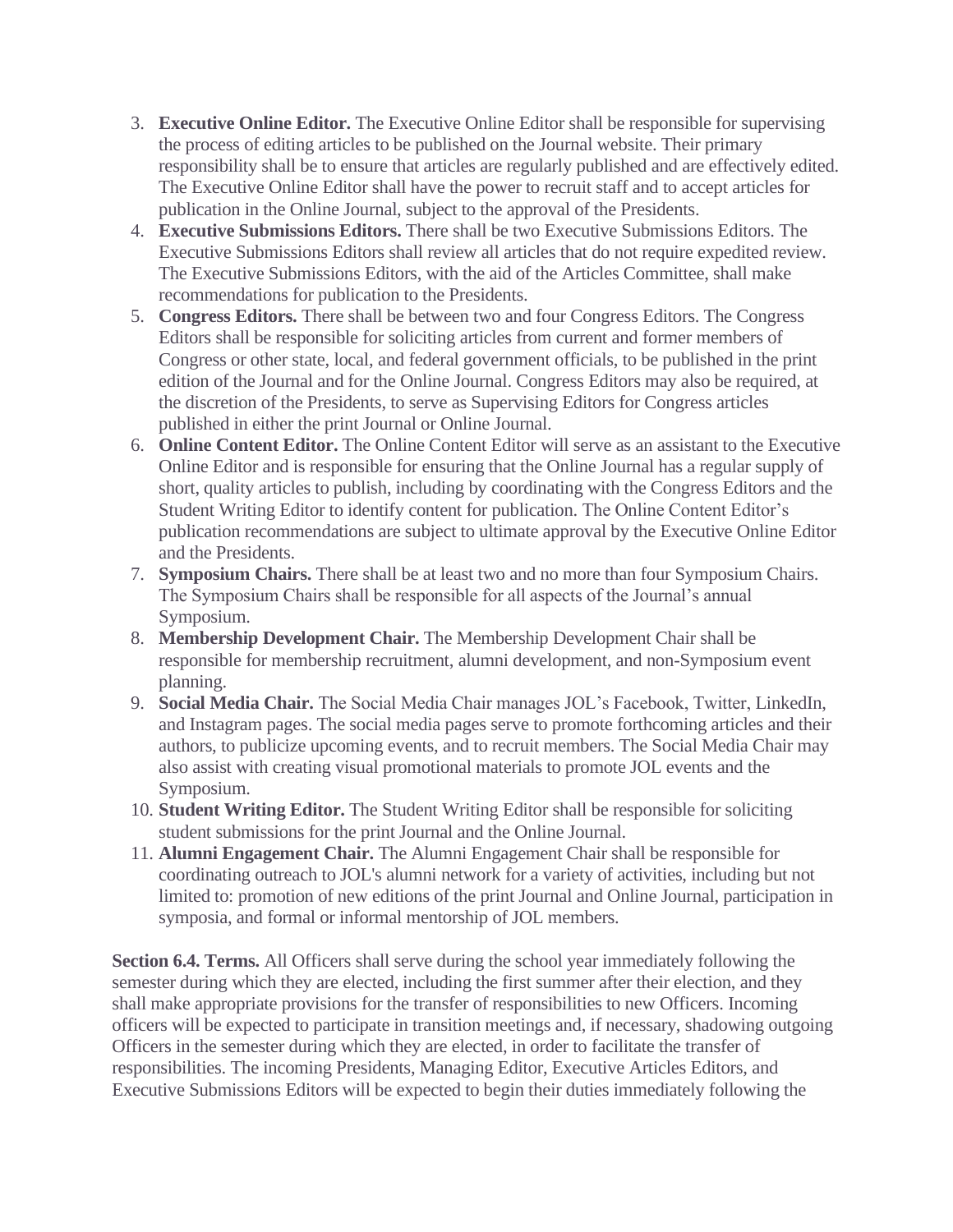3. **Executive Online Editor.** The Executive Online Editor shall be responsible for supervising the process of editing articles to be published on the Journal website. Their primary responsibility shall be to ensure that articles are regularly published and are effectively edited. The Executive Online Editor shall have the power to recruit staff and to accept articles for publication in the Online Journal, subject to the approval of the Presidents.
4. **Executive Submissions Editors.** There shall be two Executive Submissions Editors. The Executive Submissions Editors shall review all articles that do not require expedited review. The Executive Submissions Editors, with the aid of the Articles Committee, shall make recommendations for publication to the Presidents.
5. **Congress Editors.** There shall be between two and four Congress Editors. The Congress Editors shall be responsible for soliciting articles from current and former members of Congress or other state, local, and federal government officials, to be published in the print edition of the Journal and for the Online Journal. Congress Editors may also be required, at the discretion of the Presidents, to serve as Supervising Editors for Congress articles published in either the print Journal or Online Journal.
6. **Online Content Editor.** The Online Content Editor will serve as an assistant to the Executive Online Editor and is responsible for ensuring that the Online Journal has a regular supply of short, quality articles to publish, including by coordinating with the Congress Editors and the Student Writing Editor to identify content for publication. The Online Content Editor's publication recommendations are subject to ultimate approval by the Executive Online Editor and the Presidents.
7. **Symposium Chairs.** There shall be at least two and no more than four Symposium Chairs. The Symposium Chairs shall be responsible for all aspects of the Journal's annual Symposium.
8. **Membership Development Chair.** The Membership Development Chair shall be responsible for membership recruitment, alumni development, and non-Symposium event planning.
9. **Social Media Chair.** The Social Media Chair manages JOL's Facebook, Twitter, LinkedIn, and Instagram pages. The social media pages serve to promote forthcoming articles and their authors, to publicize upcoming events, and to recruit members. The Social Media Chair may also assist with creating visual promotional materials to promote JOL events and the Symposium.
10. **Student Writing Editor.** The Student Writing Editor shall be responsible for soliciting student submissions for the print Journal and the Online Journal.
11. **Alumni Engagement Chair.** The Alumni Engagement Chair shall be responsible for coordinating outreach to JOL's alumni network for a variety of activities, including but not limited to: promotion of new editions of the print Journal and Online Journal, participation in symposia, and formal or informal mentorship of JOL members.

**Section 6.4. Terms.** All Officers shall serve during the school year immediately following the semester during which they are elected, including the first summer after their election, and they shall make appropriate provisions for the transfer of responsibilities to new Officers. Incoming officers will be expected to participate in transition meetings and, if necessary, shadowing outgoing Officers in the semester during which they are elected, in order to facilitate the transfer of responsibilities. The incoming Presidents, Managing Editor, Executive Articles Editors, and Executive Submissions Editors will be expected to begin their duties immediately following the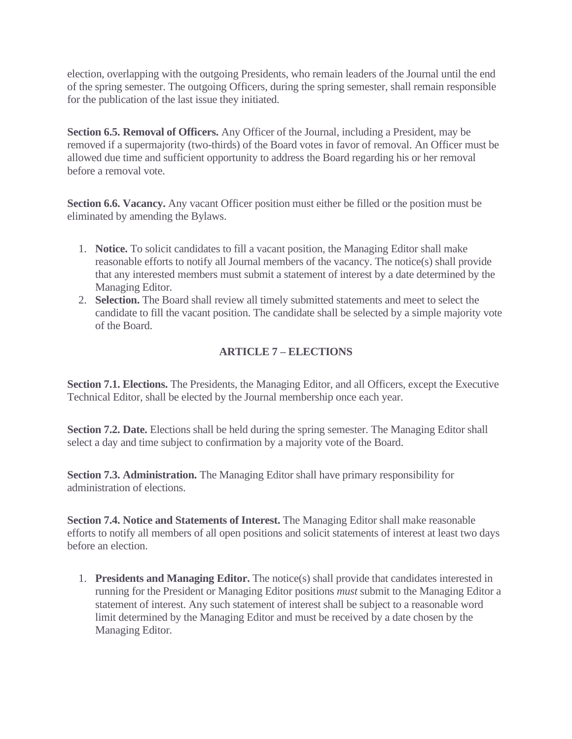election, overlapping with the outgoing Presidents, who remain leaders of the Journal until the end of the spring semester. The outgoing Officers, during the spring semester, shall remain responsible for the publication of the last issue they initiated.

**Section 6.5. Removal of Officers.** Any Officer of the Journal, including a President, may be removed if a supermajority (two-thirds) of the Board votes in favor of removal. An Officer must be allowed due time and sufficient opportunity to address the Board regarding his or her removal before a removal vote.

**Section 6.6. Vacancy.** Any vacant Officer position must either be filled or the position must be eliminated by amending the Bylaws.

1. **Notice.** To solicit candidates to fill a vacant position, the Managing Editor shall make reasonable efforts to notify all Journal members of the vacancy. The notice(s) shall provide that any interested members must submit a statement of interest by a date determined by the Managing Editor.
2. **Selection.** The Board shall review all timely submitted statements and meet to select the candidate to fill the vacant position. The candidate shall be selected by a simple majority vote of the Board.

## ARTICLE 7 – ELECTIONS

**Section 7.1. Elections.** The Presidents, the Managing Editor, and all Officers, except the Executive Technical Editor, shall be elected by the Journal membership once each year.

**Section 7.2. Date.** Elections shall be held during the spring semester. The Managing Editor shall select a day and time subject to confirmation by a majority vote of the Board.

**Section 7.3. Administration.** The Managing Editor shall have primary responsibility for administration of elections.

**Section 7.4. Notice and Statements of Interest.** The Managing Editor shall make reasonable efforts to notify all members of all open positions and solicit statements of interest at least two days before an election.

1. **Presidents and Managing Editor.** The notice(s) shall provide that candidates interested in running for the President or Managing Editor positions *must* submit to the Managing Editor a statement of interest. Any such statement of interest shall be subject to a reasonable word limit determined by the Managing Editor and must be received by a date chosen by the Managing Editor.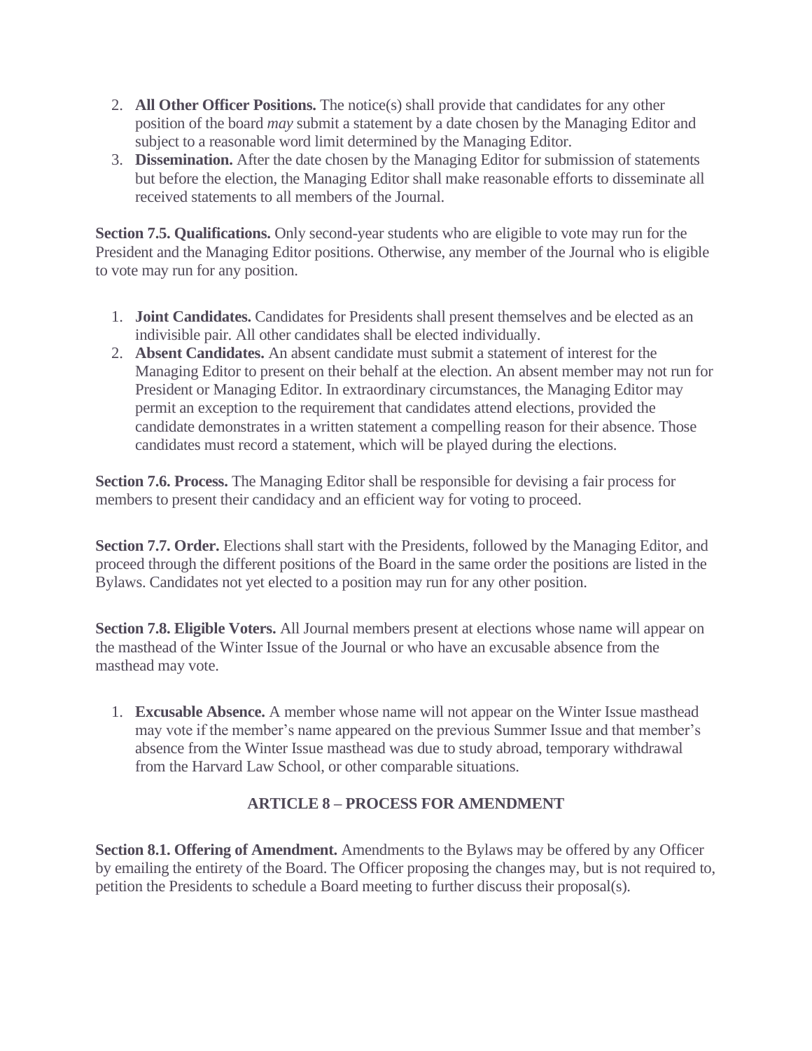2. **All Other Officer Positions.** The notice(s) shall provide that candidates for any other position of the board *may* submit a statement by a date chosen by the Managing Editor and subject to a reasonable word limit determined by the Managing Editor.
3. **Dissemination.** After the date chosen by the Managing Editor for submission of statements but before the election, the Managing Editor shall make reasonable efforts to disseminate all received statements to all members of the Journal.

**Section 7.5. Qualifications.** Only second-year students who are eligible to vote may run for the President and the Managing Editor positions. Otherwise, any member of the Journal who is eligible to vote may run for any position.

1. **Joint Candidates.** Candidates for Presidents shall present themselves and be elected as an indivisible pair. All other candidates shall be elected individually.
2. **Absent Candidates.** An absent candidate must submit a statement of interest for the Managing Editor to present on their behalf at the election. An absent member may not run for President or Managing Editor. In extraordinary circumstances, the Managing Editor may permit an exception to the requirement that candidates attend elections, provided the candidate demonstrates in a written statement a compelling reason for their absence. Those candidates must record a statement, which will be played during the elections.

**Section 7.6. Process.** The Managing Editor shall be responsible for devising a fair process for members to present their candidacy and an efficient way for voting to proceed.

**Section 7.7. Order.** Elections shall start with the Presidents, followed by the Managing Editor, and proceed through the different positions of the Board in the same order the positions are listed in the Bylaws. Candidates not yet elected to a position may run for any other position.

**Section 7.8. Eligible Voters.** All Journal members present at elections whose name will appear on the masthead of the Winter Issue of the Journal or who have an excusable absence from the masthead may vote.

1. **Excusable Absence.** A member whose name will not appear on the Winter Issue masthead may vote if the member's name appeared on the previous Summer Issue and that member's absence from the Winter Issue masthead was due to study abroad, temporary withdrawal from the Harvard Law School, or other comparable situations.

## ARTICLE 8 – PROCESS FOR AMENDMENT

**Section 8.1. Offering of Amendment.** Amendments to the Bylaws may be offered by any Officer by emailing the entirety of the Board. The Officer proposing the changes may, but is not required to, petition the Presidents to schedule a Board meeting to further discuss their proposal(s).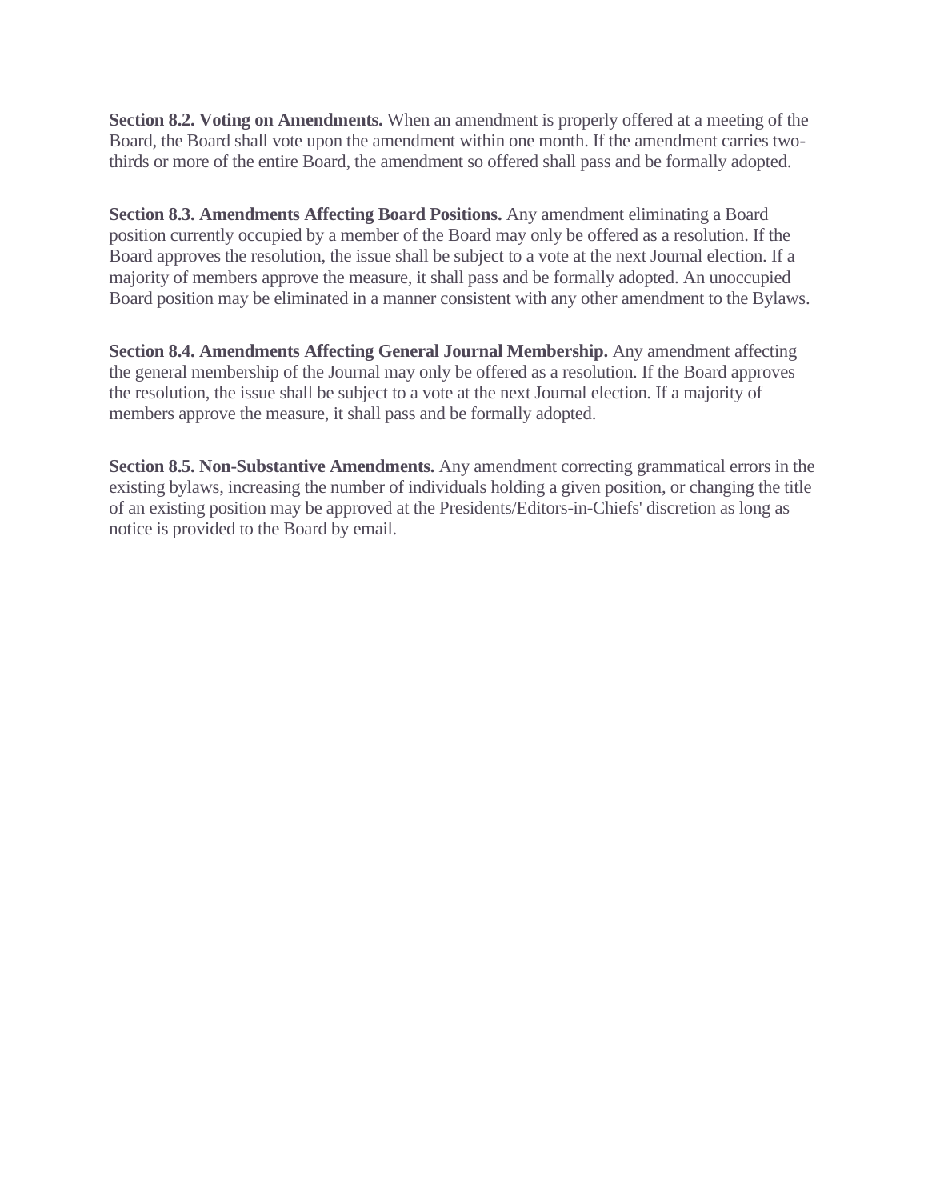**Section 8.2. Voting on Amendments.** When an amendment is properly offered at a meeting of the Board, the Board shall vote upon the amendment within one month. If the amendment carries two-thirds or more of the entire Board, the amendment so offered shall pass and be formally adopted.

**Section 8.3. Amendments Affecting Board Positions.** Any amendment eliminating a Board position currently occupied by a member of the Board may only be offered as a resolution. If the Board approves the resolution, the issue shall be subject to a vote at the next Journal election. If a majority of members approve the measure, it shall pass and be formally adopted. An unoccupied Board position may be eliminated in a manner consistent with any other amendment to the Bylaws.

**Section 8.4. Amendments Affecting General Journal Membership.** Any amendment affecting the general membership of the Journal may only be offered as a resolution. If the Board approves the resolution, the issue shall be subject to a vote at the next Journal election. If a majority of members approve the measure, it shall pass and be formally adopted.

**Section 8.5. Non-Substantive Amendments.** Any amendment correcting grammatical errors in the existing bylaws, increasing the number of individuals holding a given position, or changing the title of an existing position may be approved at the Presidents/Editors-in-Chiefs' discretion as long as notice is provided to the Board by email.